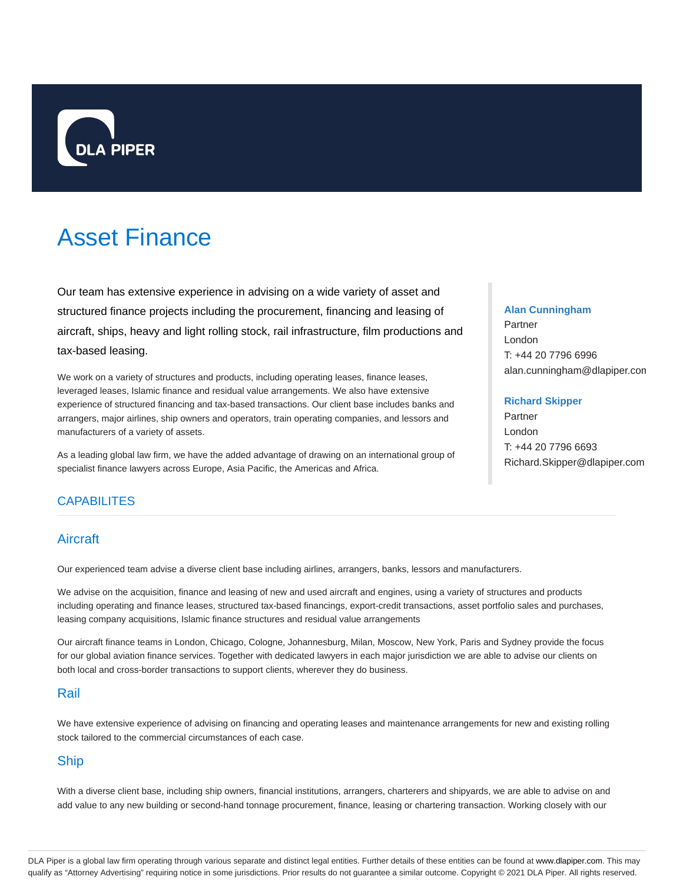DLA PIPER

# Asset Finance

Our team has extensive experience in advising on a wide variety of asset and structured finance projects including the procurement, financing and leasing of aircraft, ships, heavy and light rolling stock, rail infrastructure, film productions and tax-based leasing.

We work on a variety of structures and products, including operating leases, finance leases, leveraged leases, Islamic finance and residual value arrangements. We also have extensive experience of structured financing and tax-based transactions. Our client base includes banks and arrangers, major airlines, ship owners and operators, train operating companies, and lessors and manufacturers of a variety of assets.

As a leading global law firm, we have the added advantage of drawing on an international group of specialist finance lawyers across Europe, Asia Pacific, the Americas and Africa.

**Alan Cunningham**
Partner
London
T: +44 20 7796 6996
alan.cunningham@dlapiper.con

**Richard Skipper**
Partner
London
T: +44 20 7796 6693
Richard.Skipper@dlapiper.com

## CAPABILITES

### Aircraft

Our experienced team advise a diverse client base including airlines, arrangers, banks, lessors and manufacturers.

We advise on the acquisition, finance and leasing of new and used aircraft and engines, using a variety of structures and products including operating and finance leases, structured tax-based financings, export-credit transactions, asset portfolio sales and purchases, leasing company acquisitions, Islamic finance structures and residual value arrangements

Our aircraft finance teams in London, Chicago, Cologne, Johannesburg, Milan, Moscow, New York, Paris and Sydney provide the focus for our global aviation finance services. Together with dedicated lawyers in each major jurisdiction we are able to advise our clients on both local and cross-border transactions to support clients, wherever they do business.

### Rail

We have extensive experience of advising on financing and operating leases and maintenance arrangements for new and existing rolling stock tailored to the commercial circumstances of each case.

### Ship

With a diverse client base, including ship owners, financial institutions, arrangers, charterers and shipyards, we are able to advise on and add value to any new building or second-hand tonnage procurement, finance, leasing or chartering transaction. Working closely with our

DLA Piper is a global law firm operating through various separate and distinct legal entities. Further details of these entities can be found at www.dlapiper.com. This may qualify as "Attorney Advertising" requiring notice in some jurisdictions. Prior results do not guarantee a similar outcome. Copyright © 2021 DLA Piper. All rights reserved.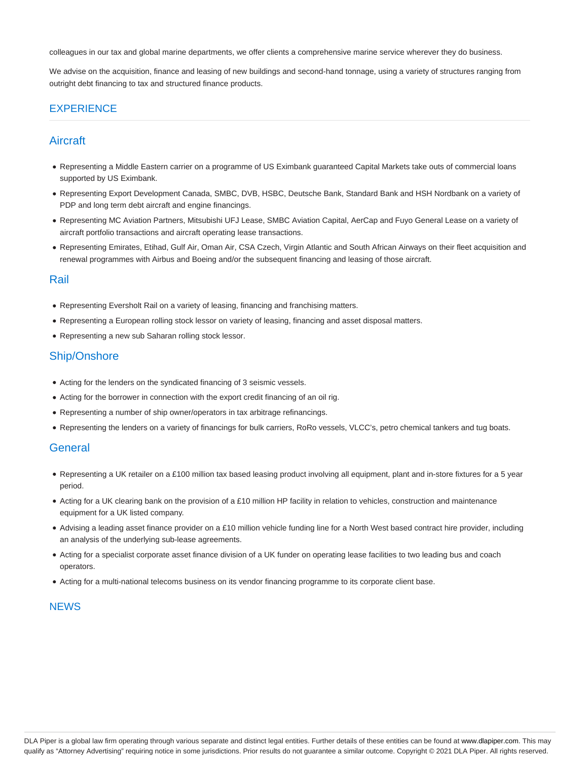colleagues in our tax and global marine departments, we offer clients a comprehensive marine service wherever they do business.

We advise on the acquisition, finance and leasing of new buildings and second-hand tonnage, using a variety of structures ranging from outright debt financing to tax and structured finance products.

## EXPERIENCE

### Aircraft

- Representing a Middle Eastern carrier on a programme of US Eximbank guaranteed Capital Markets take outs of commercial loans supported by US Eximbank.
- Representing Export Development Canada, SMBC, DVB, HSBC, Deutsche Bank, Standard Bank and HSH Nordbank on a variety of PDP and long term debt aircraft and engine financings.
- Representing MC Aviation Partners, Mitsubishi UFJ Lease, SMBC Aviation Capital, AerCap and Fuyo General Lease on a variety of aircraft portfolio transactions and aircraft operating lease transactions.
- Representing Emirates, Etihad, Gulf Air, Oman Air, CSA Czech, Virgin Atlantic and South African Airways on their fleet acquisition and renewal programmes with Airbus and Boeing and/or the subsequent financing and leasing of those aircraft.

### Rail

- Representing Eversholt Rail on a variety of leasing, financing and franchising matters.
- Representing a European rolling stock lessor on variety of leasing, financing and asset disposal matters.
- Representing a new sub Saharan rolling stock lessor.

### Ship/Onshore

- Acting for the lenders on the syndicated financing of 3 seismic vessels.
- Acting for the borrower in connection with the export credit financing of an oil rig.
- Representing a number of ship owner/operators in tax arbitrage refinancings.
- Representing the lenders on a variety of financings for bulk carriers, RoRo vessels, VLCC's, petro chemical tankers and tug boats.

### General

- Representing a UK retailer on a £100 million tax based leasing product involving all equipment, plant and in-store fixtures for a 5 year period.
- Acting for a UK clearing bank on the provision of a £10 million HP facility in relation to vehicles, construction and maintenance equipment for a UK listed company.
- Advising a leading asset finance provider on a £10 million vehicle funding line for a North West based contract hire provider, including an analysis of the underlying sub-lease agreements.
- Acting for a specialist corporate asset finance division of a UK funder on operating lease facilities to two leading bus and coach operators.
- Acting for a multi-national telecoms business on its vendor financing programme to its corporate client base.

## NEWS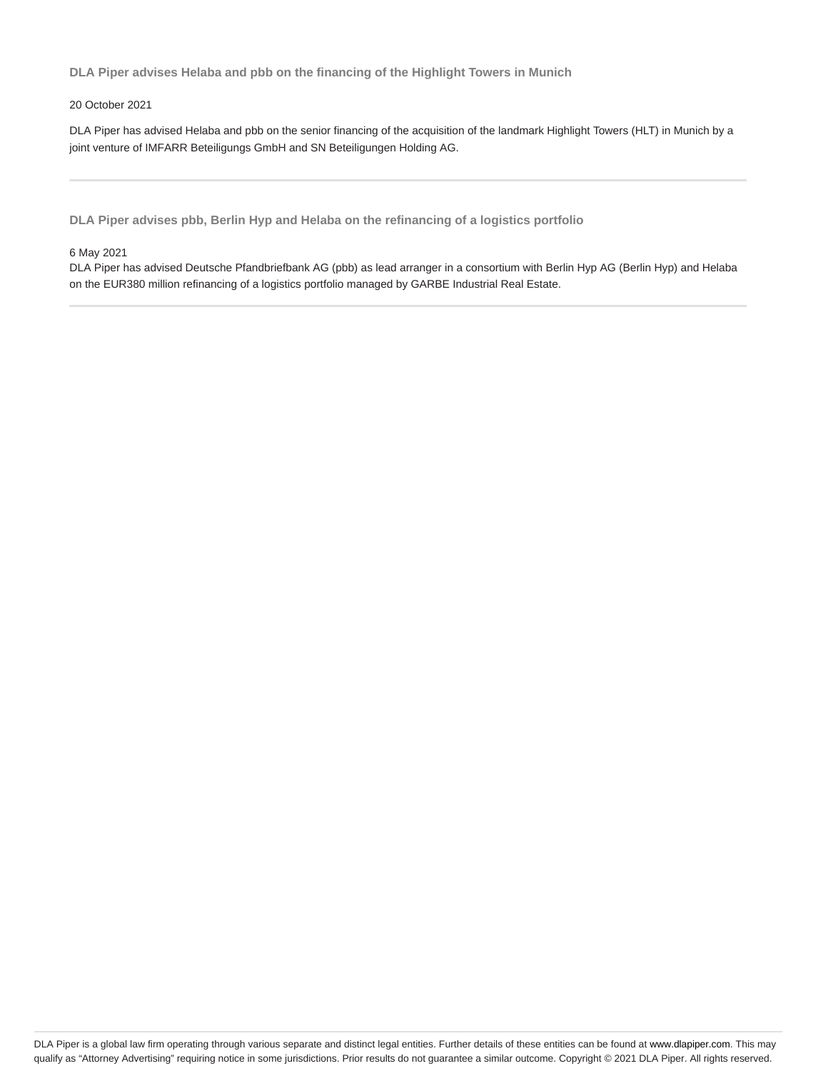### DLA Piper advises Helaba and pbb on the financing of the Highlight Towers in Munich

20 October 2021

DLA Piper has advised Helaba and pbb on the senior financing of the acquisition of the landmark Highlight Towers (HLT) in Munich by a joint venture of IMFARR Beteiligungs GmbH and SN Beteiligungen Holding AG.

---

### DLA Piper advises pbb, Berlin Hyp and Helaba on the refinancing of a logistics portfolio

6 May 2021

DLA Piper has advised Deutsche Pfandbriefbank AG (pbb) as lead arranger in a consortium with Berlin Hyp AG (Berlin Hyp) and Helaba on the EUR380 million refinancing of a logistics portfolio managed by GARBE Industrial Real Estate.

---

DLA Piper is a global law firm operating through various separate and distinct legal entities. Further details of these entities can be found at www.dlapiper.com. This may qualify as "Attorney Advertising" requiring notice in some jurisdictions. Prior results do not guarantee a similar outcome. Copyright © 2021 DLA Piper. All rights reserved.